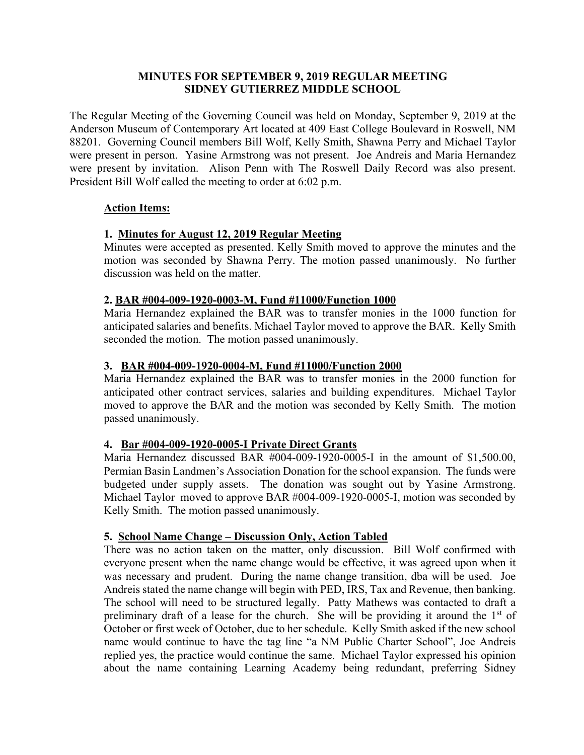**MINUTES FOR SEPTEMBER 9, 2019 REGULAR MEETING**
**SIDNEY GUTIERREZ MIDDLE SCHOOL**

The Regular Meeting of the Governing Council was held on Monday, September 9, 2019 at the Anderson Museum of Contemporary Art located at 409 East College Boulevard in Roswell, NM 88201. Governing Council members Bill Wolf, Kelly Smith, Shawna Perry and Michael Taylor were present in person. Yasine Armstrong was not present. Joe Andreis and Maria Hernandez were present by invitation. Alison Penn with The Roswell Daily Record was also present. President Bill Wolf called the meeting to order at 6:02 p.m.

**Action Items:**

**1. Minutes for August 12, 2019 Regular Meeting**
Minutes were accepted as presented. Kelly Smith moved to approve the minutes and the motion was seconded by Shawna Perry. The motion passed unanimously. No further discussion was held on the matter.

**2. BAR #004-009-1920-0003-M, Fund #11000/Function 1000**
Maria Hernandez explained the BAR was to transfer monies in the 1000 function for anticipated salaries and benefits. Michael Taylor moved to approve the BAR. Kelly Smith seconded the motion. The motion passed unanimously.

**3. BAR #004-009-1920-0004-M, Fund #11000/Function 2000**
Maria Hernandez explained the BAR was to transfer monies in the 2000 function for anticipated other contract services, salaries and building expenditures. Michael Taylor moved to approve the BAR and the motion was seconded by Kelly Smith. The motion passed unanimously.

**4. Bar #004-009-1920-0005-I Private Direct Grants**
Maria Hernandez discussed BAR #004-009-1920-0005-I in the amount of $1,500.00, Permian Basin Landmen's Association Donation for the school expansion. The funds were budgeted under supply assets. The donation was sought out by Yasine Armstrong. Michael Taylor moved to approve BAR #004-009-1920-0005-I, motion was seconded by Kelly Smith. The motion passed unanimously.

**5. School Name Change – Discussion Only, Action Tabled**
There was no action taken on the matter, only discussion. Bill Wolf confirmed with everyone present when the name change would be effective, it was agreed upon when it was necessary and prudent. During the name change transition, dba will be used. Joe Andreis stated the name change will begin with PED, IRS, Tax and Revenue, then banking. The school will need to be structured legally. Patty Mathews was contacted to draft a preliminary draft of a lease for the church. She will be providing it around the 1st of October or first week of October, due to her schedule. Kelly Smith asked if the new school name would continue to have the tag line "a NM Public Charter School", Joe Andreis replied yes, the practice would continue the same. Michael Taylor expressed his opinion about the name containing Learning Academy being redundant, preferring Sidney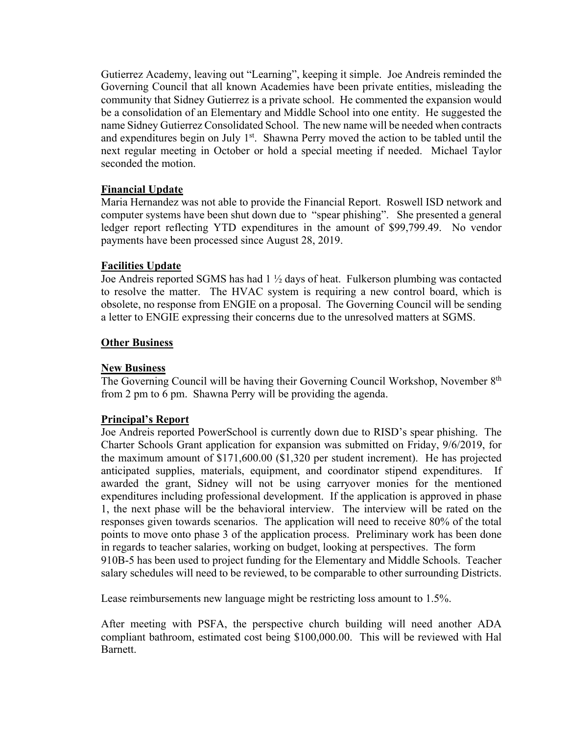Gutierrez Academy, leaving out "Learning", keeping it simple. Joe Andreis reminded the Governing Council that all known Academies have been private entities, misleading the community that Sidney Gutierrez is a private school. He commented the expansion would be a consolidation of an Elementary and Middle School into one entity. He suggested the name Sidney Gutierrez Consolidated School. The new name will be needed when contracts and expenditures begin on July 1st. Shawna Perry moved the action to be tabled until the next regular meeting in October or hold a special meeting if needed. Michael Taylor seconded the motion.

**Financial Update**

Maria Hernandez was not able to provide the Financial Report. Roswell ISD network and computer systems have been shut down due to "spear phishing". She presented a general ledger report reflecting YTD expenditures in the amount of $99,799.49. No vendor payments have been processed since August 28, 2019.

**Facilities Update**

Joe Andreis reported SGMS has had 1 ½ days of heat. Fulkerson plumbing was contacted to resolve the matter. The HVAC system is requiring a new control board, which is obsolete, no response from ENGIE on a proposal. The Governing Council will be sending a letter to ENGIE expressing their concerns due to the unresolved matters at SGMS.

**Other Business**

**New Business**

The Governing Council will be having their Governing Council Workshop, November 8th from 2 pm to 6 pm. Shawna Perry will be providing the agenda.

**Principal's Report**

Joe Andreis reported PowerSchool is currently down due to RISD's spear phishing. The Charter Schools Grant application for expansion was submitted on Friday, 9/6/2019, for the maximum amount of $171,600.00 ($1,320 per student increment). He has projected anticipated supplies, materials, equipment, and coordinator stipend expenditures. If awarded the grant, Sidney will not be using carryover monies for the mentioned expenditures including professional development. If the application is approved in phase 1, the next phase will be the behavioral interview. The interview will be rated on the responses given towards scenarios. The application will need to receive 80% of the total points to move onto phase 3 of the application process. Preliminary work has been done in regards to teacher salaries, working on budget, looking at perspectives. The form 910B-5 has been used to project funding for the Elementary and Middle Schools. Teacher salary schedules will need to be reviewed, to be comparable to other surrounding Districts.

Lease reimbursements new language might be restricting loss amount to 1.5%.

After meeting with PSFA, the perspective church building will need another ADA compliant bathroom, estimated cost being $100,000.00. This will be reviewed with Hal Barnett.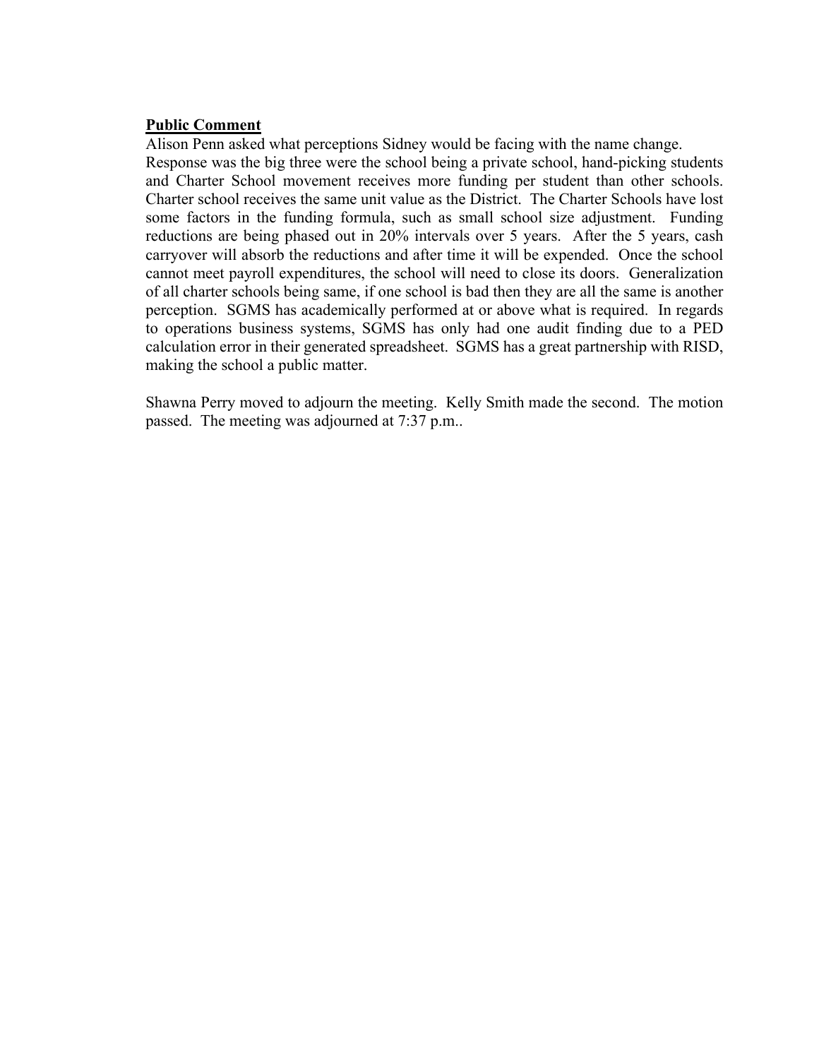**Public Comment**

Alison Penn asked what perceptions Sidney would be facing with the name change.
Response was the big three were the school being a private school, hand-picking students and Charter School movement receives more funding per student than other schools. Charter school receives the same unit value as the District. The Charter Schools have lost some factors in the funding formula, such as small school size adjustment. Funding reductions are being phased out in 20% intervals over 5 years. After the 5 years, cash carryover will absorb the reductions and after time it will be expended. Once the school cannot meet payroll expenditures, the school will need to close its doors. Generalization of all charter schools being same, if one school is bad then they are all the same is another perception. SGMS has academically performed at or above what is required. In regards to operations business systems, SGMS has only had one audit finding due to a PED calculation error in their generated spreadsheet. SGMS has a great partnership with RISD, making the school a public matter.

Shawna Perry moved to adjourn the meeting. Kelly Smith made the second. The motion passed. The meeting was adjourned at 7:37 p.m..